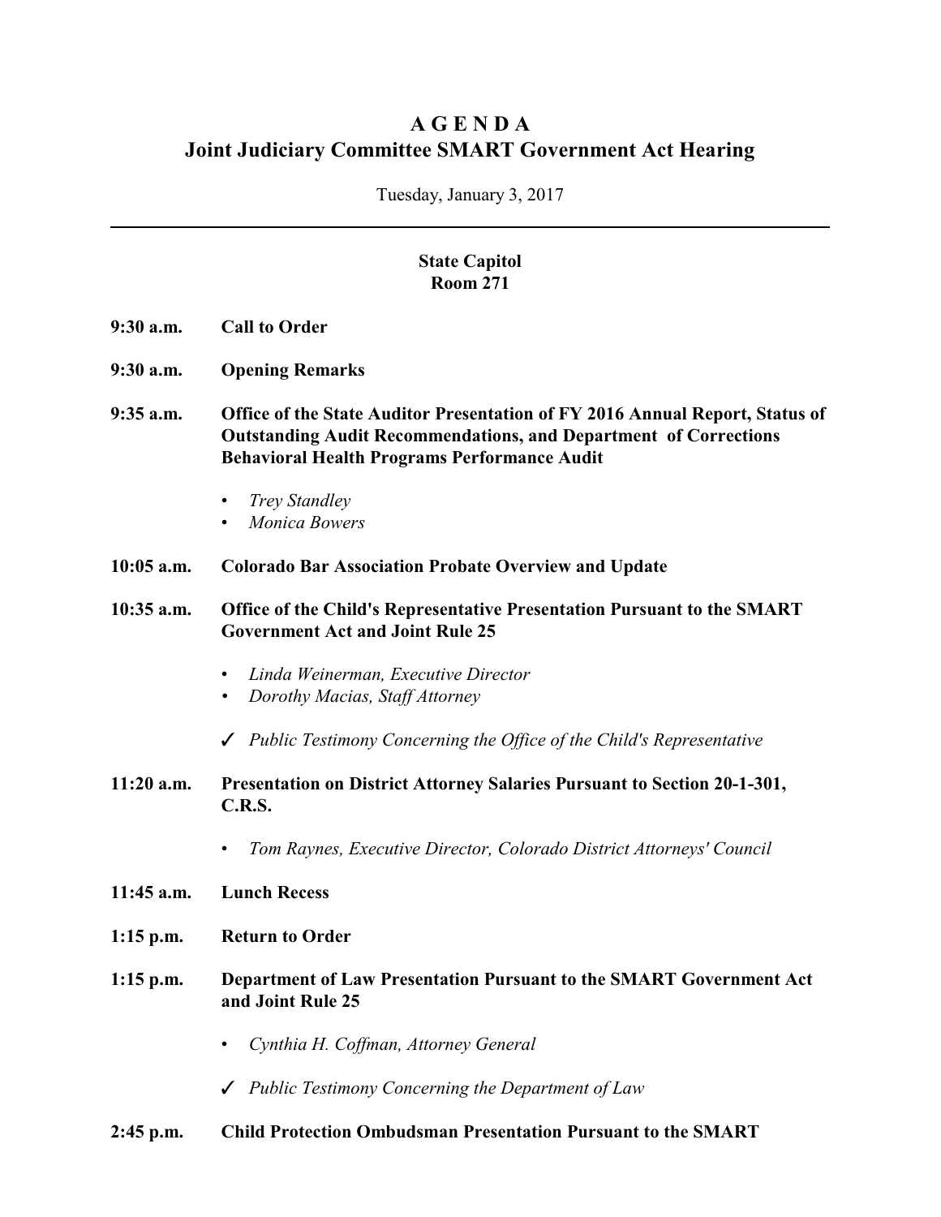# A G E N D A
# Joint Judiciary Committee SMART Government Act Hearing

Tuesday, January 3, 2017

---

**State Capitol**
**Room 271**

**9:30 a.m.** **Call to Order**

**9:30 a.m.** **Opening Remarks**

**9:35 a.m.** **Office of the State Auditor Presentation of FY 2016 Annual Report, Status of Outstanding Audit Recommendations, and Department of Corrections Behavioral Health Programs Performance Audit**

- *Trey Standley*
- *Monica Bowers*

**10:05 a.m.** **Colorado Bar Association Probate Overview and Update**

**10:35 a.m.** **Office of the Child's Representative Presentation Pursuant to the SMART Government Act and Joint Rule 25**

- *Linda Weinerman, Executive Director*
- *Dorothy Macias, Staff Attorney*

✓ *Public Testimony Concerning the Office of the Child's Representative*

**11:20 a.m.** **Presentation on District Attorney Salaries Pursuant to Section 20-1-301, C.R.S.**

- *Tom Raynes, Executive Director, Colorado District Attorneys' Council*

**11:45 a.m.** **Lunch Recess**

**1:15 p.m.** **Return to Order**

**1:15 p.m.** **Department of Law Presentation Pursuant to the SMART Government Act and Joint Rule 25**

- *Cynthia H. Coffman, Attorney General*

✓ *Public Testimony Concerning the Department of Law*

**2:45 p.m.** **Child Protection Ombudsman Presentation Pursuant to the SMART**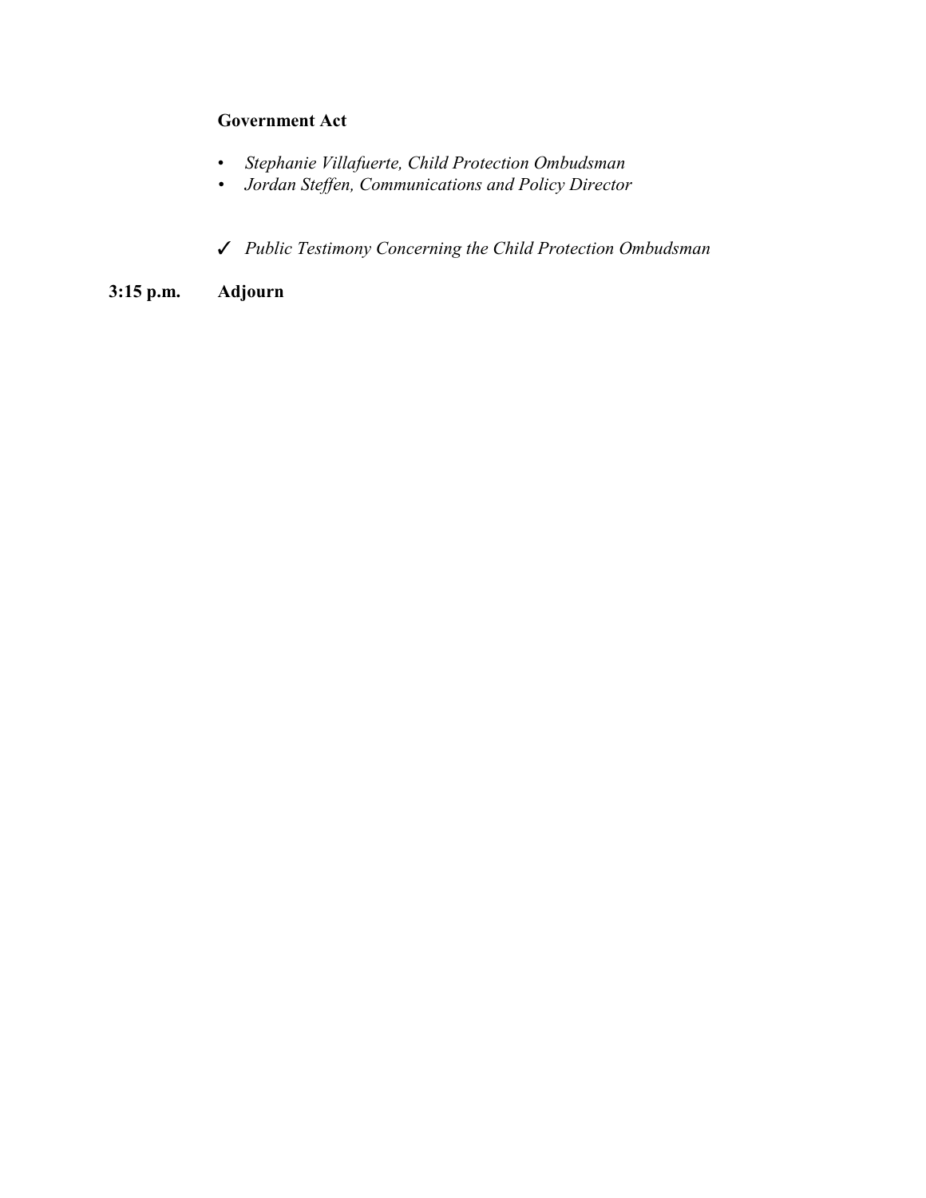**Government Act**

- *Stephanie Villafuerte, Child Protection Ombudsman*
- *Jordan Steffen, Communications and Policy Director*

✓ *Public Testimony Concerning the Child Protection Ombudsman*

**3:15 p.m.** **Adjourn**